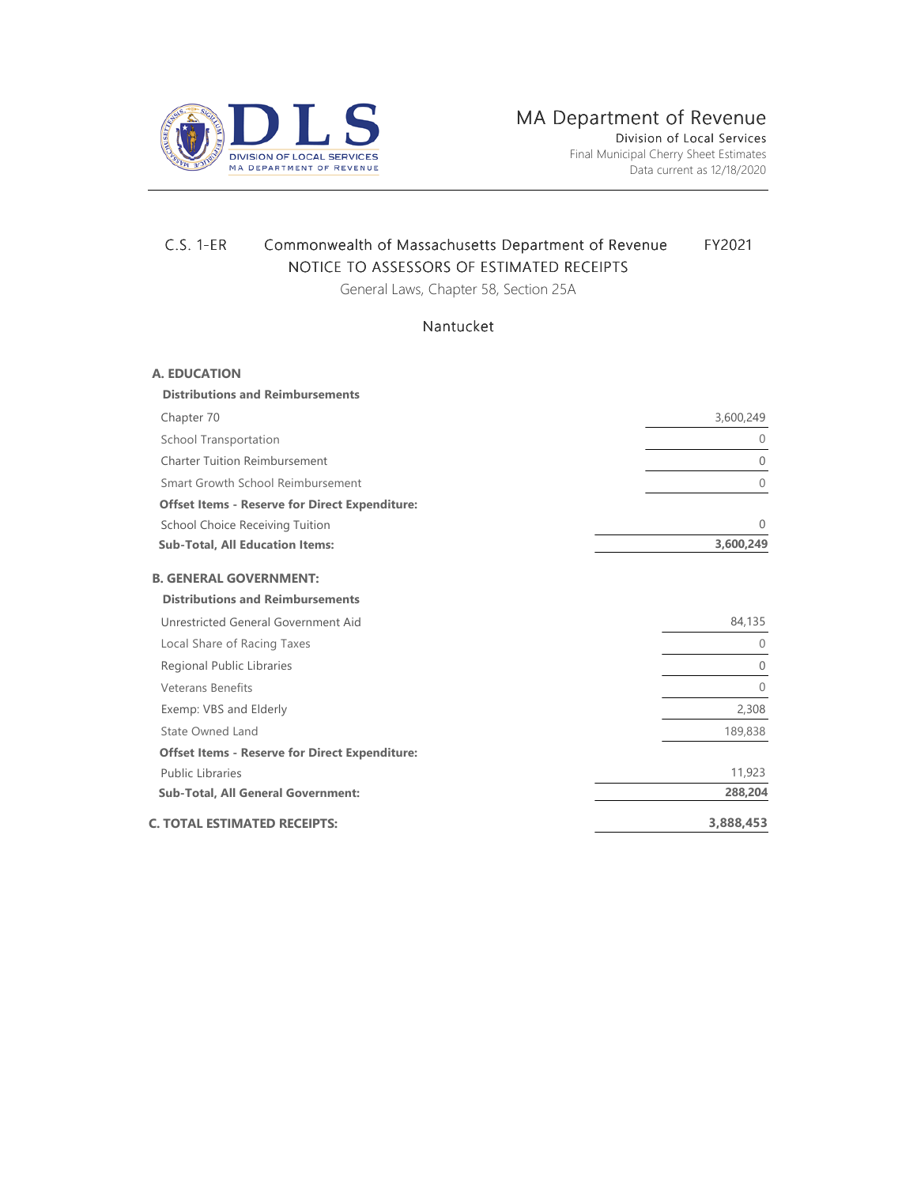MA Department of Revenue
Division of Local Services
Final Municipal Cherry Sheet Estimates
Data current as 12/18/2020

# C.S. 1-ER Commonwealth of Massachusetts Department of Revenue FY2021

## NOTICE TO ASSESSORS OF ESTIMATED RECEIPTS

General Laws, Chapter 58, Section 25A

### Nantucket

| | |
|---|---:|
| **A. EDUCATION** | |
| **Distributions and Reimbursements** | |
| Chapter 70 | 3,600,249 |
| School Transportation | 0 |
| Charter Tuition Reimbursement | 0 |
| Smart Growth School Reimbursement | 0 |
| **Offset Items - Reserve for Direct Expenditure:** | |
| School Choice Receiving Tuition | 0 |
| **Sub-Total, All Education Items:** | **3,600,249** |
| **B. GENERAL GOVERNMENT:** | |
| **Distributions and Reimbursements** | |
| Unrestricted General Government Aid | 84,135 |
| Local Share of Racing Taxes | 0 |
| Regional Public Libraries | 0 |
| Veterans Benefits | 0 |
| Exemp: VBS and Elderly | 2,308 |
| State Owned Land | 189,838 |
| **Offset Items - Reserve for Direct Expenditure:** | |
| Public Libraries | 11,923 |
| **Sub-Total, All General Government:** | **288,204** |
| **C. TOTAL ESTIMATED RECEIPTS:** | **3,888,453** |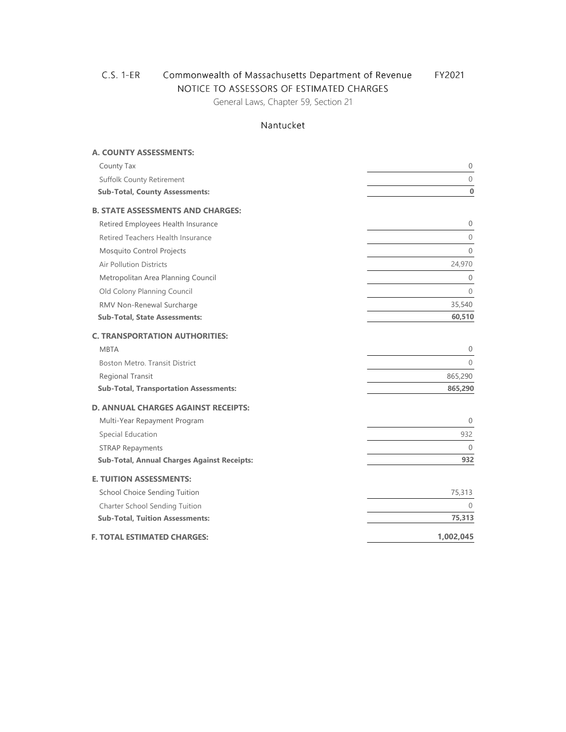C.S. 1-ER Commonwealth of Massachusetts Department of Revenue FY2021

NOTICE TO ASSESSORS OF ESTIMATED CHARGES

General Laws, Chapter 59, Section 21

## Nantucket

| | |
|---|---|
| **A. COUNTY ASSESSMENTS:** | |
| County Tax | 0 |
| Suffolk County Retirement | 0 |
| **Sub-Total, County Assessments:** | **0** |
| **B. STATE ASSESSMENTS AND CHARGES:** | |
| Retired Employees Health Insurance | 0 |
| Retired Teachers Health Insurance | 0 |
| Mosquito Control Projects | 0 |
| Air Pollution Districts | 24,970 |
| Metropolitan Area Planning Council | 0 |
| Old Colony Planning Council | 0 |
| RMV Non-Renewal Surcharge | 35,540 |
| **Sub-Total, State Assessments:** | **60,510** |
| **C. TRANSPORTATION AUTHORITIES:** | |
| MBTA | 0 |
| Boston Metro. Transit District | 0 |
| Regional Transit | 865,290 |
| **Sub-Total, Transportation Assessments:** | **865,290** |
| **D. ANNUAL CHARGES AGAINST RECEIPTS:** | |
| Multi-Year Repayment Program | 0 |
| Special Education | 932 |
| STRAP Repayments | 0 |
| **Sub-Total, Annual Charges Against Receipts:** | **932** |
| **E. TUITION ASSESSMENTS:** | |
| School Choice Sending Tuition | 75,313 |
| Charter School Sending Tuition | 0 |
| **Sub-Total, Tuition Assessments:** | **75,313** |
| **F. TOTAL ESTIMATED CHARGES:** | **1,002,045** |